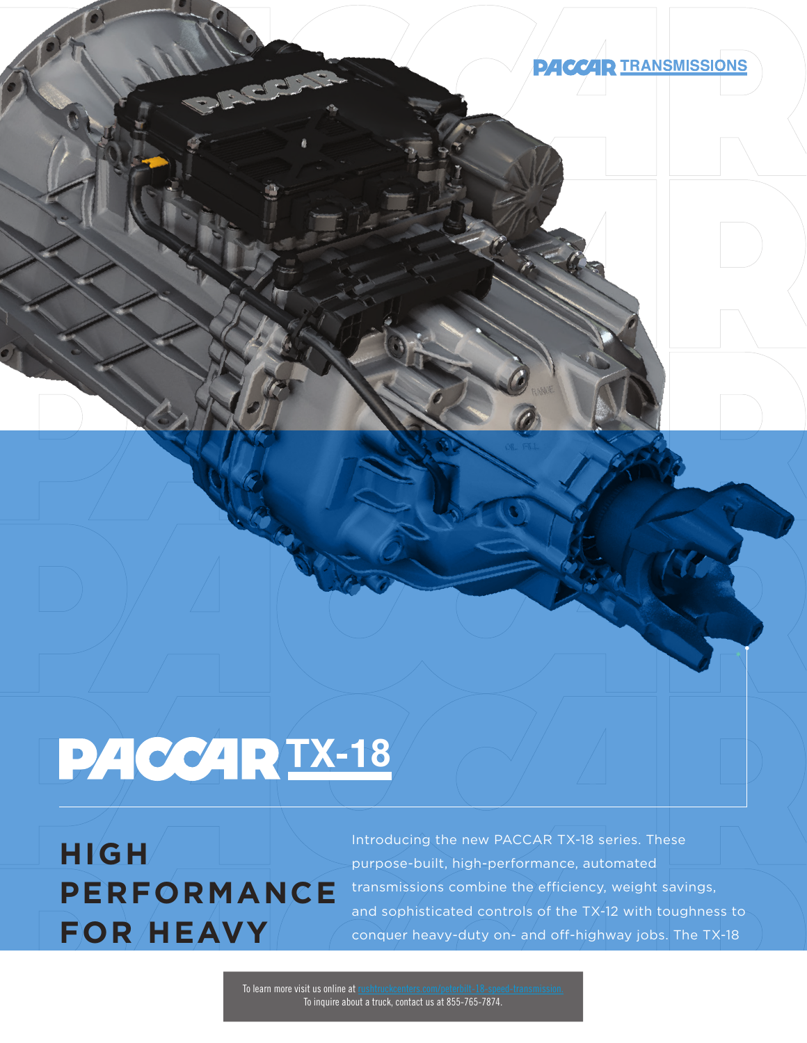PACCAR TRANSMISSIONS

# PACCAR TX-18

## HIGH PERFORMANCE FOR HEAVY

Introducing the new PACCAR TX-18 series. These purpose-built, high-performance, automated transmissions combine the efficiency, weight savings, and sophisticated controls of the TX-12 with toughness to conquer heavy-duty on- and off-highway jobs. The TX-18

To learn more visit us online at rushtruckcenters.com/peterbilt-18-speed-transmission.
To inquire about a truck, contact us at 855-765-7874.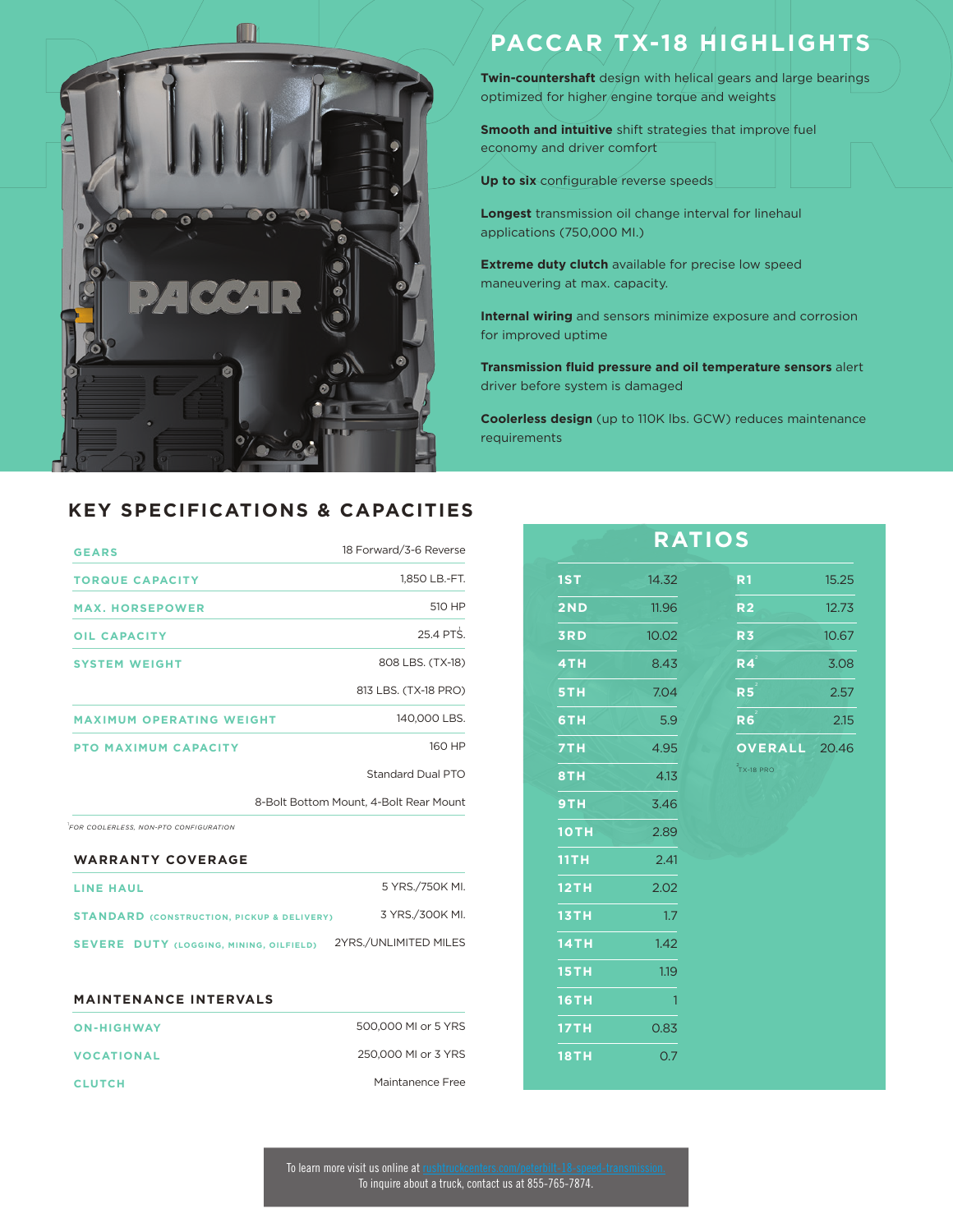## PACCAR TX-18 HIGHLIGHTS

**Twin-countershaft** design with helical gears and large bearings optimized for higher engine torque and weights

**Smooth and intuitive** shift strategies that improve fuel economy and driver comfort

**Up to six** configurable reverse speeds

**Longest** transmission oil change interval for linehaul applications (750,000 MI.)

**Extreme duty clutch** available for precise low speed maneuvering at max. capacity.

**Internal wiring** and sensors minimize exposure and corrosion for improved uptime

**Transmission fluid pressure and oil temperature sensors** alert driver before system is damaged

**Coolerless design** (up to 110K lbs. GCW) reduces maintenance requirements

## KEY SPECIFICATIONS & CAPACITIES

| | |
|---|---|
| GEARS | 18 Forward/3-6 Reverse |
| TORQUE CAPACITY | 1,850 LB.-FT. |
| MAX. HORSEPOWER | 510 HP |
| OIL CAPACITY | 25.4 PTS.[1] |
| SYSTEM WEIGHT | 808 LBS. (TX-18) |
| | 813 LBS. (TX-18 PRO) |
| MAXIMUM OPERATING WEIGHT | 140,000 LBS. |
| PTO MAXIMUM CAPACITY | 160 HP |
| | Standard Dual PTO |
| | 8-Bolt Bottom Mount, 4-Bolt Rear Mount |

[1] *FOR COOLERLESS, NON-PTO CONFIGURATION*

### WARRANTY COVERAGE

| | |
|---|---|
| LINE HAUL | 5 YRS./750K MI. |
| STANDARD (CONSTRUCTION, PICKUP & DELIVERY) | 3 YRS./300K MI. |
| SEVERE DUTY (LOGGING, MINING, OILFIELD) | 2YRS./UNLIMITED MILES |

### MAINTENANCE INTERVALS

| | |
|---|---|
| ON-HIGHWAY | 500,000 MI or 5 YRS |
| VOCATIONAL | 250,000 MI or 3 YRS |
| CLUTCH | Maintanence Free |

## RATIOS

| | | | |
|---|---|---|---|
| 1ST | 14.32 | R1 | 15.25 |
| 2ND | 11.96 | R2 | 12.73 |
| 3RD | 10.02 | R3 | 10.67 |
| 4TH | 8.43 | R4[2] | 3.08 |
| 5TH | 7.04 | R5[2] | 2.57 |
| 6TH | 5.9 | R6[2] | 2.15 |
| 7TH | 4.95 | OVERALL | 20.46 |
| 8TH | 4.13 | | |
| 9TH | 3.46 | | |
| 10TH | 2.89 | | |
| 11TH | 2.41 | | |
| 12TH | 2.02 | | |
| 13TH | 1.7 | | |
| 14TH | 1.42 | | |
| 15TH | 1.19 | | |
| 16TH | 1 | | |
| 17TH | 0.83 | | |
| 18TH | 0.7 | | |

[2] TX-18 PRO

To learn more visit us online at rushtruckcenters.com/peterbilt-18-speed-transmission.
To inquire about a truck, contact us at 855-765-7874.